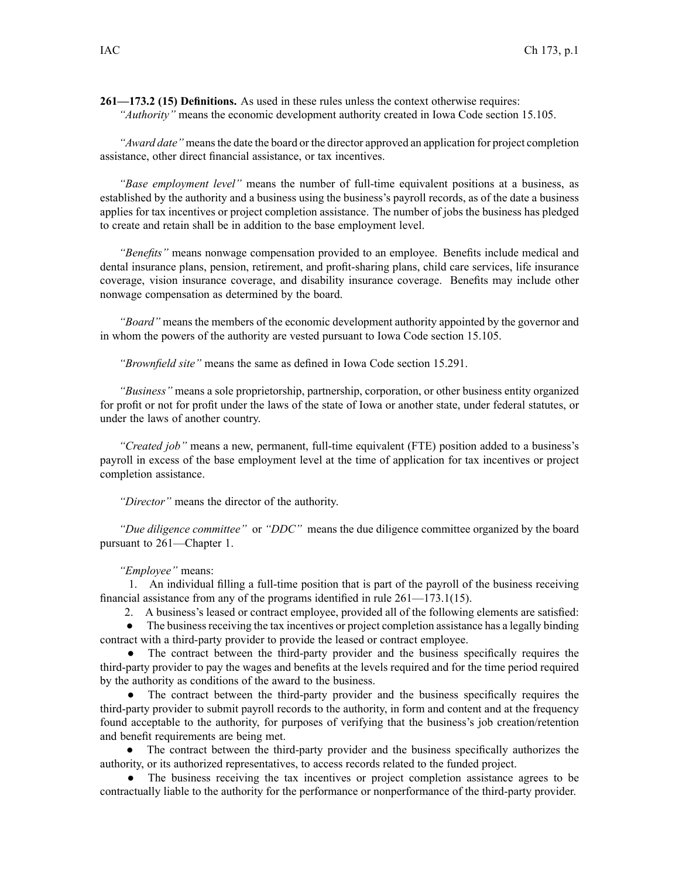**261—173.2 (15) Definitions.** As used in these rules unless the context otherwise requires:

*"Authority"* means the economic development authority created in Iowa Code section 15.105.

*"Award date"* means the date the board or the director approved an application for project completion assistance, other direct financial assistance, or tax incentives.

*"Base employment level"* means the number of full-time equivalent positions at a business, as established by the authority and a business using the business's payroll records, as of the date a business applies for tax incentives or project completion assistance. The number of jobs the business has pledged to create and retain shall be in addition to the base employment level.

*"Benefits"* means nonwage compensation provided to an employee. Benefits include medical and dental insurance plans, pension, retirement, and profit-sharing plans, child care services, life insurance coverage, vision insurance coverage, and disability insurance coverage. Benefits may include other nonwage compensation as determined by the board.

*"Board"* means the members of the economic development authority appointed by the governor and in whom the powers of the authority are vested pursuant to Iowa Code section 15.105.

*"Brownfield site"* means the same as defined in Iowa Code section 15.291.

*"Business"* means a sole proprietorship, partnership, corporation, or other business entity organized for profit or not for profit under the laws of the state of Iowa or another state, under federal statutes, or under the laws of another country.

*"Created job"* means a new, permanent, full-time equivalent (FTE) position added to a business's payroll in excess of the base employment level at the time of application for tax incentives or project completion assistance.

*"Director"* means the director of the authority.

*"Due diligence committee"* or *"DDC"* means the due diligence committee organized by the board pursuant to 261—Chapter 1.

*"Employee"* means:

1. An individual filling a full-time position that is part of the payroll of the business receiving financial assistance from any of the programs identified in rule 261—173.1(15).
2. A business's leased or contract employee, provided all of the following elements are satisfied:
   - The business receiving the tax incentives or project completion assistance has a legally binding contract with a third-party provider to provide the leased or contract employee.
   - The contract between the third-party provider and the business specifically requires the third-party provider to pay the wages and benefits at the levels required and for the time period required by the authority as conditions of the award to the business.
   - The contract between the third-party provider and the business specifically requires the third-party provider to submit payroll records to the authority, in form and content and at the frequency found acceptable to the authority, for purposes of verifying that the business's job creation/retention and benefit requirements are being met.
   - The contract between the third-party provider and the business specifically authorizes the authority, or its authorized representatives, to access records related to the funded project.
   - The business receiving the tax incentives or project completion assistance agrees to be contractually liable to the authority for the performance or nonperformance of the third-party provider.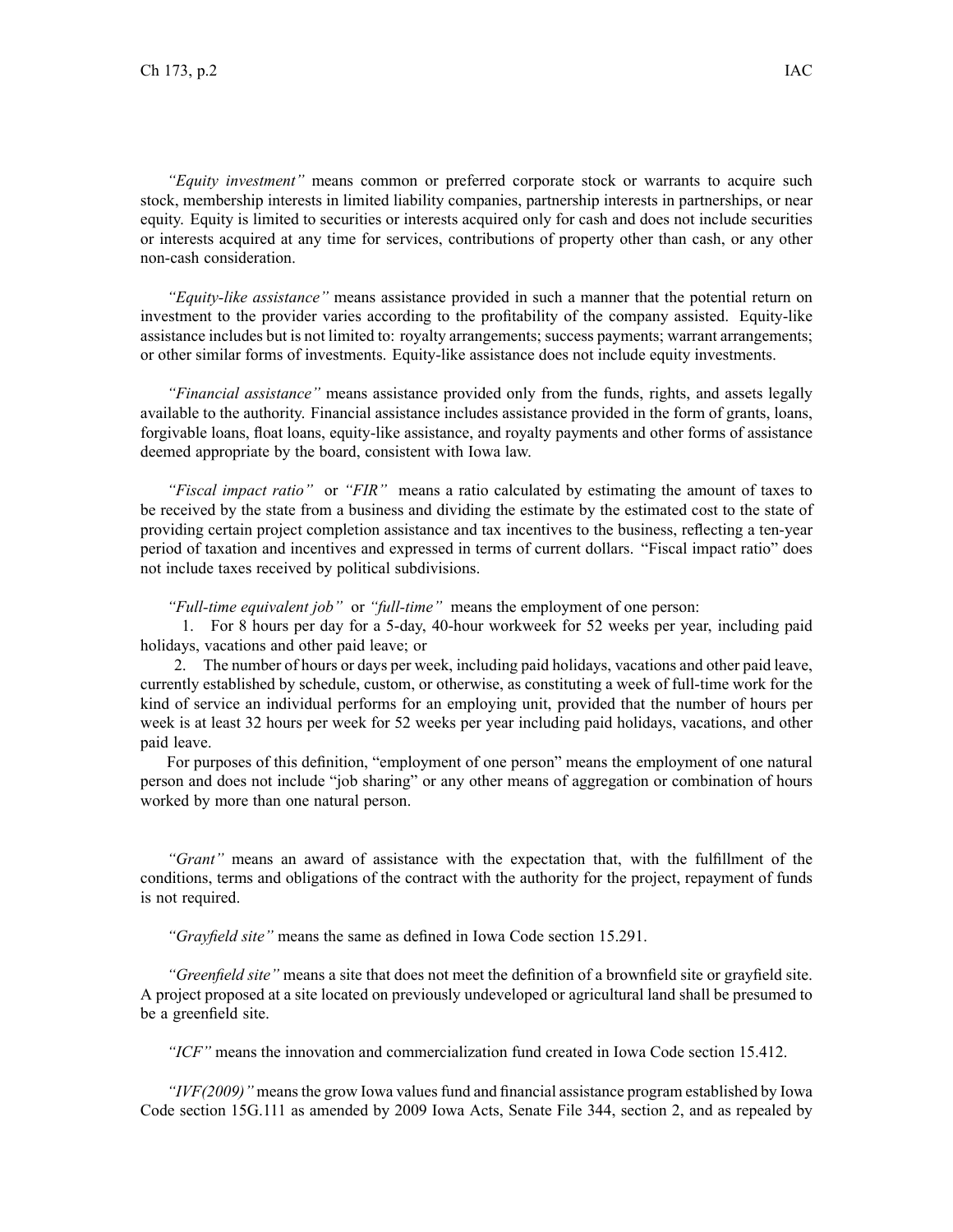*"Equity investment"* means common or preferred corporate stock or warrants to acquire such stock, membership interests in limited liability companies, partnership interests in partnerships, or near equity. Equity is limited to securities or interests acquired only for cash and does not include securities or interests acquired at any time for services, contributions of property other than cash, or any other non-cash consideration.

*"Equity-like assistance"* means assistance provided in such a manner that the potential return on investment to the provider varies according to the profitability of the company assisted. Equity-like assistance includes but is not limited to: royalty arrangements; success payments; warrant arrangements; or other similar forms of investments. Equity-like assistance does not include equity investments.

*"Financial assistance"* means assistance provided only from the funds, rights, and assets legally available to the authority. Financial assistance includes assistance provided in the form of grants, loans, forgivable loans, float loans, equity-like assistance, and royalty payments and other forms of assistance deemed appropriate by the board, consistent with Iowa law.

*"Fiscal impact ratio"* or *"FIR"* means a ratio calculated by estimating the amount of taxes to be received by the state from a business and dividing the estimate by the estimated cost to the state of providing certain project completion assistance and tax incentives to the business, reflecting a ten-year period of taxation and incentives and expressed in terms of current dollars. "Fiscal impact ratio" does not include taxes received by political subdivisions.

*"Full-time equivalent job"* or *"full-time"* means the employment of one person:

1. For 8 hours per day for a 5-day, 40-hour workweek for 52 weeks per year, including paid holidays, vacations and other paid leave; or
2. The number of hours or days per week, including paid holidays, vacations and other paid leave, currently established by schedule, custom, or otherwise, as constituting a week of full-time work for the kind of service an individual performs for an employing unit, provided that the number of hours per week is at least 32 hours per week for 52 weeks per year including paid holidays, vacations, and other paid leave.

For purposes of this definition, "employment of one person" means the employment of one natural person and does not include "job sharing" or any other means of aggregation or combination of hours worked by more than one natural person.

*"Grant"* means an award of assistance with the expectation that, with the fulfillment of the conditions, terms and obligations of the contract with the authority for the project, repayment of funds is not required.

*"Grayfield site"* means the same as defined in Iowa Code section 15.291.

*"Greenfield site"* means a site that does not meet the definition of a brownfield site or grayfield site. A project proposed at a site located on previously undeveloped or agricultural land shall be presumed to be a greenfield site.

*"ICF"* means the innovation and commercialization fund created in Iowa Code section 15.412.

*"IVF(2009)"* means the grow Iowa values fund and financial assistance program established by Iowa Code section 15G.111 as amended by 2009 Iowa Acts, Senate File 344, section 2, and as repealed by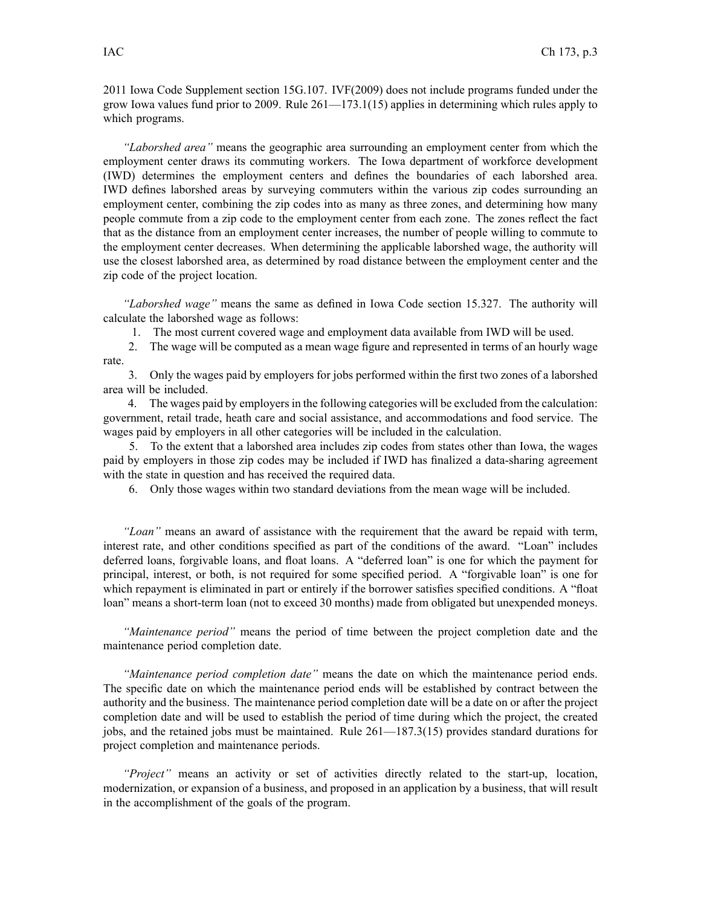2011 Iowa Code Supplement section 15G.107. IVF(2009) does not include programs funded under the grow Iowa values fund prior to 2009. Rule 261—173.1(15) applies in determining which rules apply to which programs.

*"Laborshed area"* means the geographic area surrounding an employment center from which the employment center draws its commuting workers. The Iowa department of workforce development (IWD) determines the employment centers and defines the boundaries of each laborshed area. IWD defines laborshed areas by surveying commuters within the various zip codes surrounding an employment center, combining the zip codes into as many as three zones, and determining how many people commute from a zip code to the employment center from each zone. The zones reflect the fact that as the distance from an employment center increases, the number of people willing to commute to the employment center decreases. When determining the applicable laborshed wage, the authority will use the closest laborshed area, as determined by road distance between the employment center and the zip code of the project location.

*"Laborshed wage"* means the same as defined in Iowa Code section 15.327. The authority will calculate the laborshed wage as follows:

1. The most current covered wage and employment data available from IWD will be used.
2. The wage will be computed as a mean wage figure and represented in terms of an hourly wage rate.
3. Only the wages paid by employers for jobs performed within the first two zones of a laborshed area will be included.
4. The wages paid by employers in the following categories will be excluded from the calculation: government, retail trade, heath care and social assistance, and accommodations and food service. The wages paid by employers in all other categories will be included in the calculation.
5. To the extent that a laborshed area includes zip codes from states other than Iowa, the wages paid by employers in those zip codes may be included if IWD has finalized a data-sharing agreement with the state in question and has received the required data.
6. Only those wages within two standard deviations from the mean wage will be included.

*"Loan"* means an award of assistance with the requirement that the award be repaid with term, interest rate, and other conditions specified as part of the conditions of the award. "Loan" includes deferred loans, forgivable loans, and float loans. A "deferred loan" is one for which the payment for principal, interest, or both, is not required for some specified period. A "forgivable loan" is one for which repayment is eliminated in part or entirely if the borrower satisfies specified conditions. A "float loan" means a short-term loan (not to exceed 30 months) made from obligated but unexpended moneys.

*"Maintenance period"* means the period of time between the project completion date and the maintenance period completion date.

*"Maintenance period completion date"* means the date on which the maintenance period ends. The specific date on which the maintenance period ends will be established by contract between the authority and the business. The maintenance period completion date will be a date on or after the project completion date and will be used to establish the period of time during which the project, the created jobs, and the retained jobs must be maintained. Rule 261—187.3(15) provides standard durations for project completion and maintenance periods.

*"Project"* means an activity or set of activities directly related to the start-up, location, modernization, or expansion of a business, and proposed in an application by a business, that will result in the accomplishment of the goals of the program.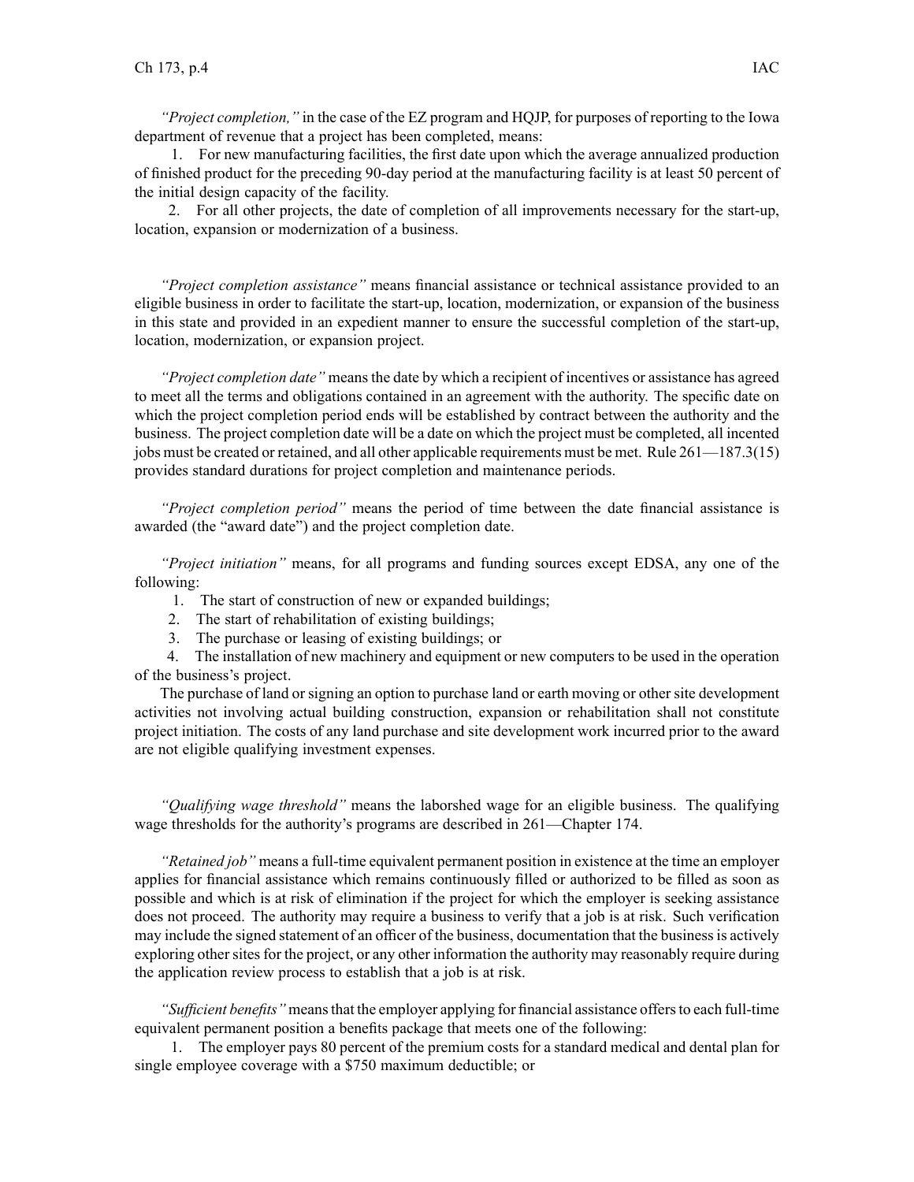*"Project completion,"* in the case of the EZ program and HQJP, for purposes of reporting to the Iowa department of revenue that a project has been completed, means:

1. For new manufacturing facilities, the first date upon which the average annualized production of finished product for the preceding 90-day period at the manufacturing facility is at least 50 percent of the initial design capacity of the facility.

2. For all other projects, the date of completion of all improvements necessary for the start-up, location, expansion or modernization of a business.

*"Project completion assistance"* means financial assistance or technical assistance provided to an eligible business in order to facilitate the start-up, location, modernization, or expansion of the business in this state and provided in an expedient manner to ensure the successful completion of the start-up, location, modernization, or expansion project.

*"Project completion date"* means the date by which a recipient of incentives or assistance has agreed to meet all the terms and obligations contained in an agreement with the authority. The specific date on which the project completion period ends will be established by contract between the authority and the business. The project completion date will be a date on which the project must be completed, all incented jobs must be created or retained, and all other applicable requirements must be met. Rule 261—187.3(15) provides standard durations for project completion and maintenance periods.

*"Project completion period"* means the period of time between the date financial assistance is awarded (the "award date") and the project completion date.

*"Project initiation"* means, for all programs and funding sources except EDSA, any one of the following:

1. The start of construction of new or expanded buildings;
2. The start of rehabilitation of existing buildings;
3. The purchase or leasing of existing buildings; or
4. The installation of new machinery and equipment or new computers to be used in the operation of the business's project.

The purchase of land or signing an option to purchase land or earth moving or other site development activities not involving actual building construction, expansion or rehabilitation shall not constitute project initiation. The costs of any land purchase and site development work incurred prior to the award are not eligible qualifying investment expenses.

*"Qualifying wage threshold"* means the laborshed wage for an eligible business. The qualifying wage thresholds for the authority's programs are described in 261—Chapter 174.

*"Retained job"* means a full-time equivalent permanent position in existence at the time an employer applies for financial assistance which remains continuously filled or authorized to be filled as soon as possible and which is at risk of elimination if the project for which the employer is seeking assistance does not proceed. The authority may require a business to verify that a job is at risk. Such verification may include the signed statement of an officer of the business, documentation that the business is actively exploring other sites for the project, or any other information the authority may reasonably require during the application review process to establish that a job is at risk.

*"Sufficient benefits"* means that the employer applying for financial assistance offers to each full-time equivalent permanent position a benefits package that meets one of the following:

1. The employer pays 80 percent of the premium costs for a standard medical and dental plan for single employee coverage with a $750 maximum deductible; or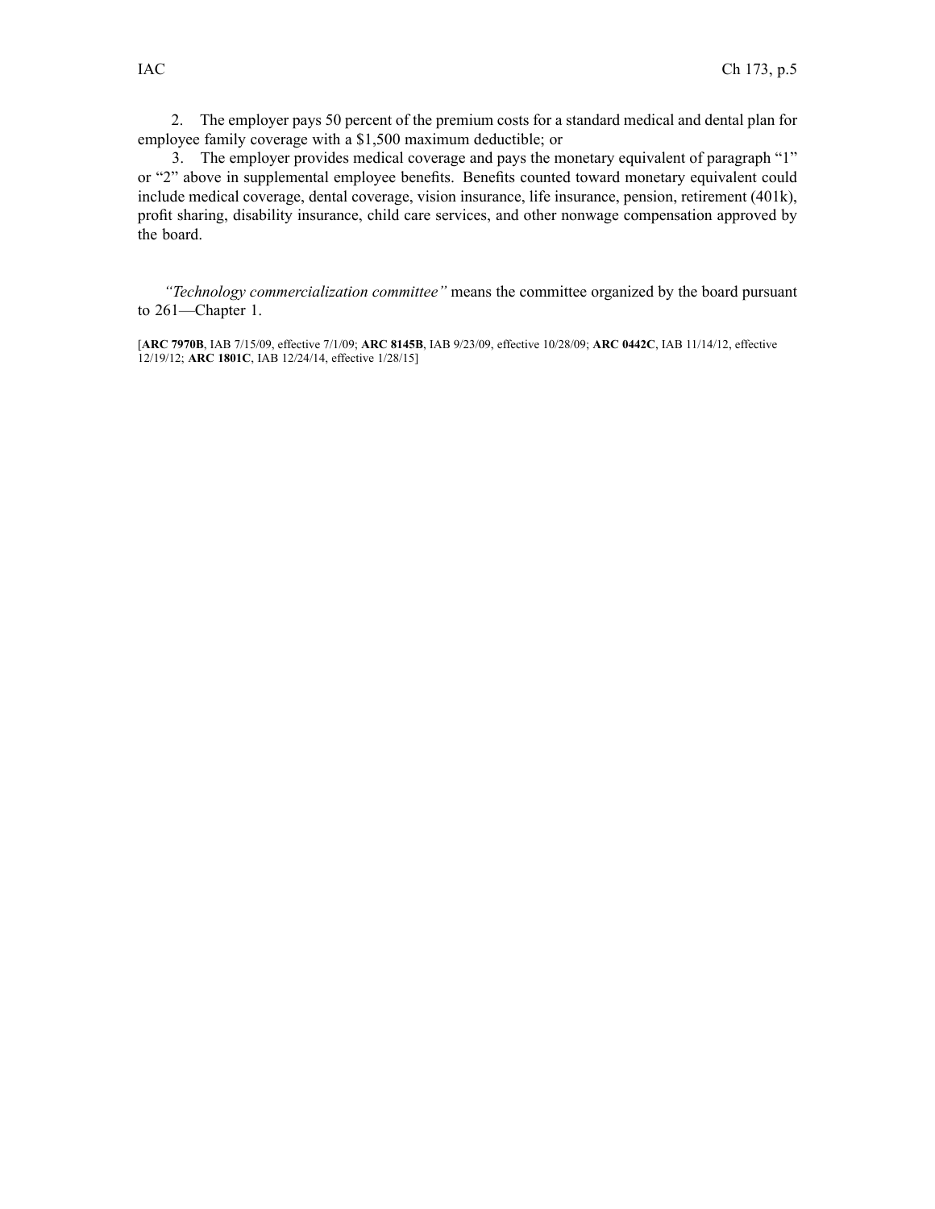2. The employer pays 50 percent of the premium costs for a standard medical and dental plan for employee family coverage with a $1,500 maximum deductible; or

3. The employer provides medical coverage and pays the monetary equivalent of paragraph "1" or "2" above in supplemental employee benefits. Benefits counted toward monetary equivalent could include medical coverage, dental coverage, vision insurance, life insurance, pension, retirement (401k), profit sharing, disability insurance, child care services, and other nonwage compensation approved by the board.

*"Technology commercialization committee"* means the committee organized by the board pursuant to 261—Chapter 1.

[**ARC 7970B**, IAB 7/15/09, effective 7/1/09; **ARC 8145B**, IAB 9/23/09, effective 10/28/09; **ARC 0442C**, IAB 11/14/12, effective 12/19/12; **ARC 1801C**, IAB 12/24/14, effective 1/28/15]